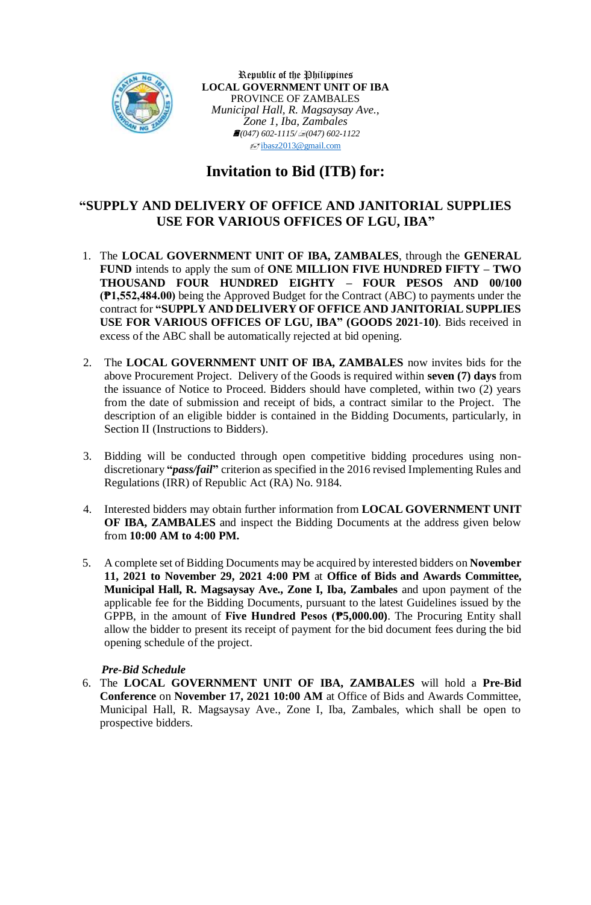Republic of the Philippines
**LOCAL GOVERNMENT UNIT OF IBA**
PROVINCE OF ZAMBALES
*Municipal Hall, R. Magsaysay Ave.,*
*Zone 1, Iba, Zambales*
*(047) 602-1115/ (047) 602-1122*
ibasz2013@gmail.com

# Invitation to Bid (ITB) for:

## "SUPPLY AND DELIVERY OF OFFICE AND JANITORIAL SUPPLIES USE FOR VARIOUS OFFICES OF LGU, IBA"

1. The **LOCAL GOVERNMENT UNIT OF IBA, ZAMBALES**, through the **GENERAL FUND** intends to apply the sum of **ONE MILLION FIVE HUNDRED FIFTY – TWO THOUSAND FOUR HUNDRED EIGHTY – FOUR PESOS AND 00/100 (₱1,552,484.00)** being the Approved Budget for the Contract (ABC) to payments under the contract for **"SUPPLY AND DELIVERY OF OFFICE AND JANITORIAL SUPPLIES USE FOR VARIOUS OFFICES OF LGU, IBA" (GOODS 2021-10)**. Bids received in excess of the ABC shall be automatically rejected at bid opening.

2. The **LOCAL GOVERNMENT UNIT OF IBA, ZAMBALES** now invites bids for the above Procurement Project. Delivery of the Goods is required within **seven (7) days** from the issuance of Notice to Proceed. Bidders should have completed, within two (2) years from the date of submission and receipt of bids, a contract similar to the Project. The description of an eligible bidder is contained in the Bidding Documents, particularly, in Section II (Instructions to Bidders).

3. Bidding will be conducted through open competitive bidding procedures using non-discretionary **"*pass/fail*"** criterion as specified in the 2016 revised Implementing Rules and Regulations (IRR) of Republic Act (RA) No. 9184.

4. Interested bidders may obtain further information from **LOCAL GOVERNMENT UNIT OF IBA, ZAMBALES** and inspect the Bidding Documents at the address given below from **10:00 AM to 4:00 PM.**

5. A complete set of Bidding Documents may be acquired by interested bidders on **November 11, 2021 to November 29, 2021 4:00 PM** at **Office of Bids and Awards Committee, Municipal Hall, R. Magsaysay Ave., Zone I, Iba, Zambales** and upon payment of the applicable fee for the Bidding Documents, pursuant to the latest Guidelines issued by the GPPB, in the amount of **Five Hundred Pesos (₱5,000.00)**. The Procuring Entity shall allow the bidder to present its receipt of payment for the bid document fees during the bid opening schedule of the project.

***Pre-Bid Schedule***

6. The **LOCAL GOVERNMENT UNIT OF IBA, ZAMBALES** will hold a **Pre-Bid Conference** on **November 17, 2021 10:00 AM** at Office of Bids and Awards Committee, Municipal Hall, R. Magsaysay Ave., Zone I, Iba, Zambales, which shall be open to prospective bidders.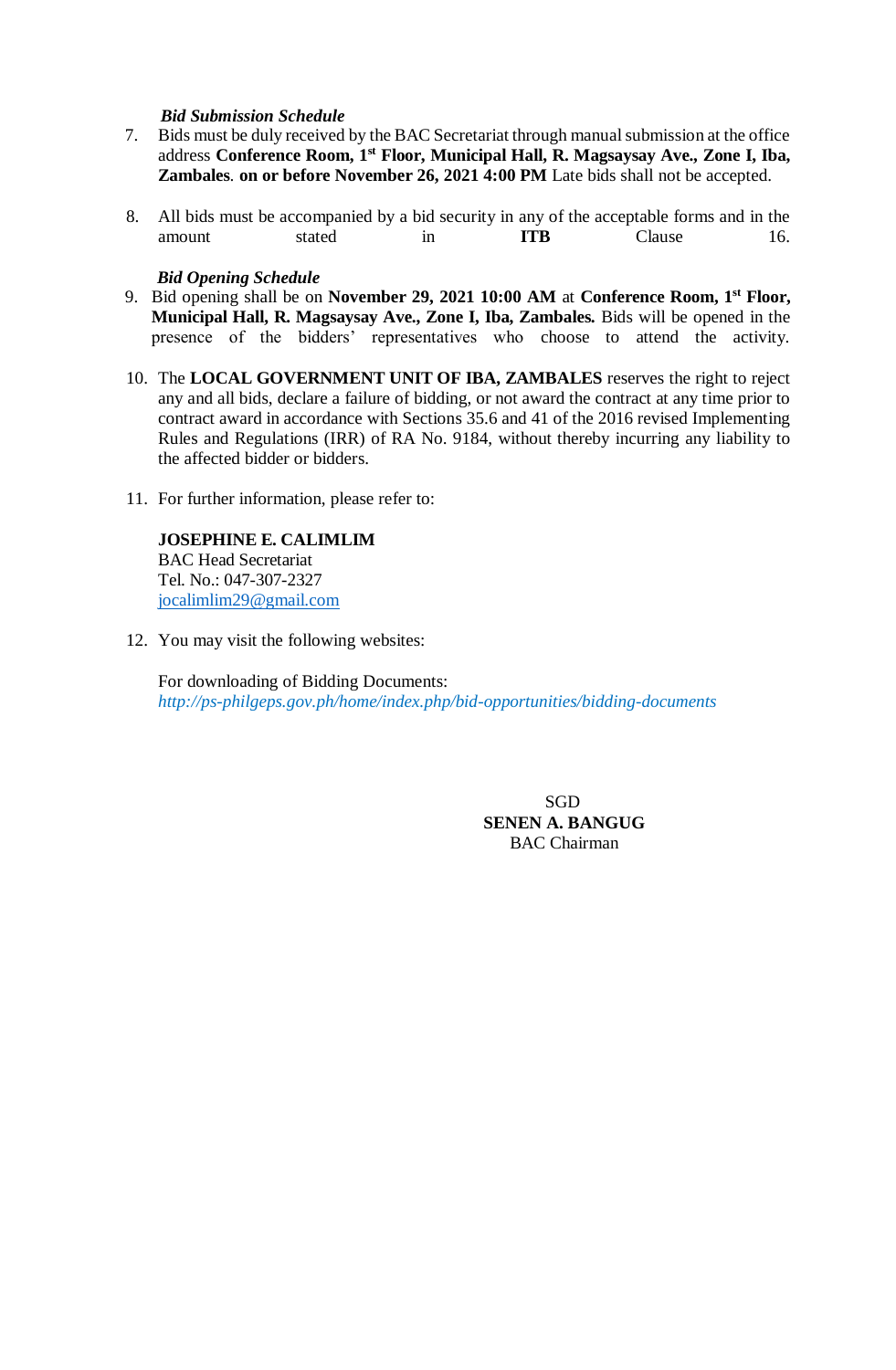*Bid Submission Schedule*

7. Bids must be duly received by the BAC Secretariat through manual submission at the office address **Conference Room, 1st Floor, Municipal Hall, R. Magsaysay Ave., Zone I, Iba, Zambales**. **on or before November 26, 2021 4:00 PM** Late bids shall not be accepted.

8. All bids must be accompanied by a bid security in any of the acceptable forms and in the amount stated in **ITB** Clause 16.

*Bid Opening Schedule*

9. Bid opening shall be on **November 29, 2021 10:00 AM** at **Conference Room, 1st Floor, Municipal Hall, R. Magsaysay Ave., Zone I, Iba, Zambales.** Bids will be opened in the presence of the bidders' representatives who choose to attend the activity.

10. The **LOCAL GOVERNMENT UNIT OF IBA, ZAMBALES** reserves the right to reject any and all bids, declare a failure of bidding, or not award the contract at any time prior to contract award in accordance with Sections 35.6 and 41 of the 2016 revised Implementing Rules and Regulations (IRR) of RA No. 9184, without thereby incurring any liability to the affected bidder or bidders.

11. For further information, please refer to:

    **JOSEPHINE E. CALIMLIM**
    BAC Head Secretariat
    Tel. No.: 047-307-2327
    jocalimlim29@gmail.com

12. You may visit the following websites:

    For downloading of Bidding Documents:
    *http://ps-philgeps.gov.ph/home/index.php/bid-opportunities/bidding-documents*

SGD
**SENEN A. BANGUG**
BAC Chairman